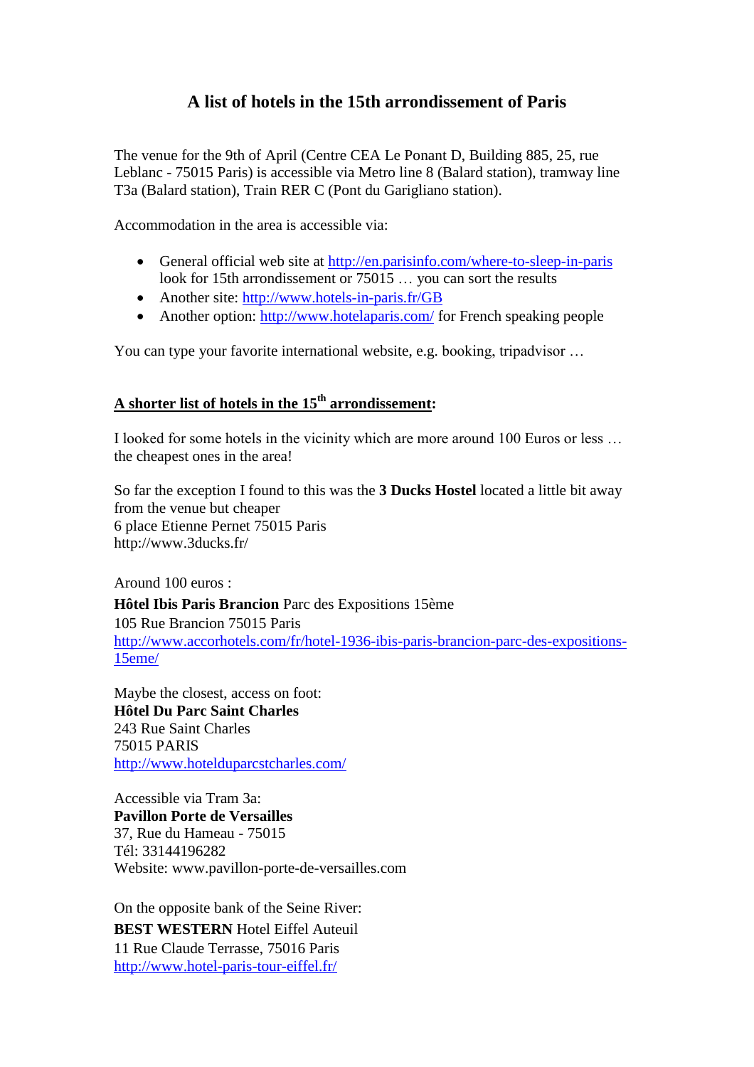# A list of hotels in the 15th arrondissement of Paris

The venue for the 9th of April (Centre CEA Le Ponant D, Building 885, 25, rue Leblanc - 75015 Paris) is accessible via Metro line 8 (Balard station), tramway line T3a (Balard station), Train RER C (Pont du Garigliano station).

Accommodation in the area is accessible via:

- General official web site at http://en.parisinfo.com/where-to-sleep-in-paris look for 15th arrondissement or 75015 … you can sort the results
- Another site: http://www.hotels-in-paris.fr/GB
- Another option: http://www.hotelaparis.com/ for French speaking people

You can type your favorite international website, e.g. booking, tripadvisor …

## A shorter list of hotels in the 15th arrondissement:

I looked for some hotels in the vicinity which are more around 100 Euros or less … the cheapest ones in the area!

So far the exception I found to this was the **3 Ducks Hostel** located a little bit away from the venue but cheaper
6 place Etienne Pernet 75015 Paris
http://www.3ducks.fr/

Around 100 euros :

**Hôtel Ibis Paris Brancion** Parc des Expositions 15ème
105 Rue Brancion 75015 Paris
http://www.accorhotels.com/fr/hotel-1936-ibis-paris-brancion-parc-des-expositions-15eme/

Maybe the closest, access on foot:
**Hôtel Du Parc Saint Charles**
243 Rue Saint Charles
75015 PARIS
http://www.hotelduparcstcharles.com/

Accessible via Tram 3a:
**Pavillon Porte de Versailles**
37, Rue du Hameau - 75015
Tél: 33144196282
Website: www.pavillon-porte-de-versailles.com

On the opposite bank of the Seine River:
**BEST WESTERN** Hotel Eiffel Auteuil
11 Rue Claude Terrasse, 75016 Paris
http://www.hotel-paris-tour-eiffel.fr/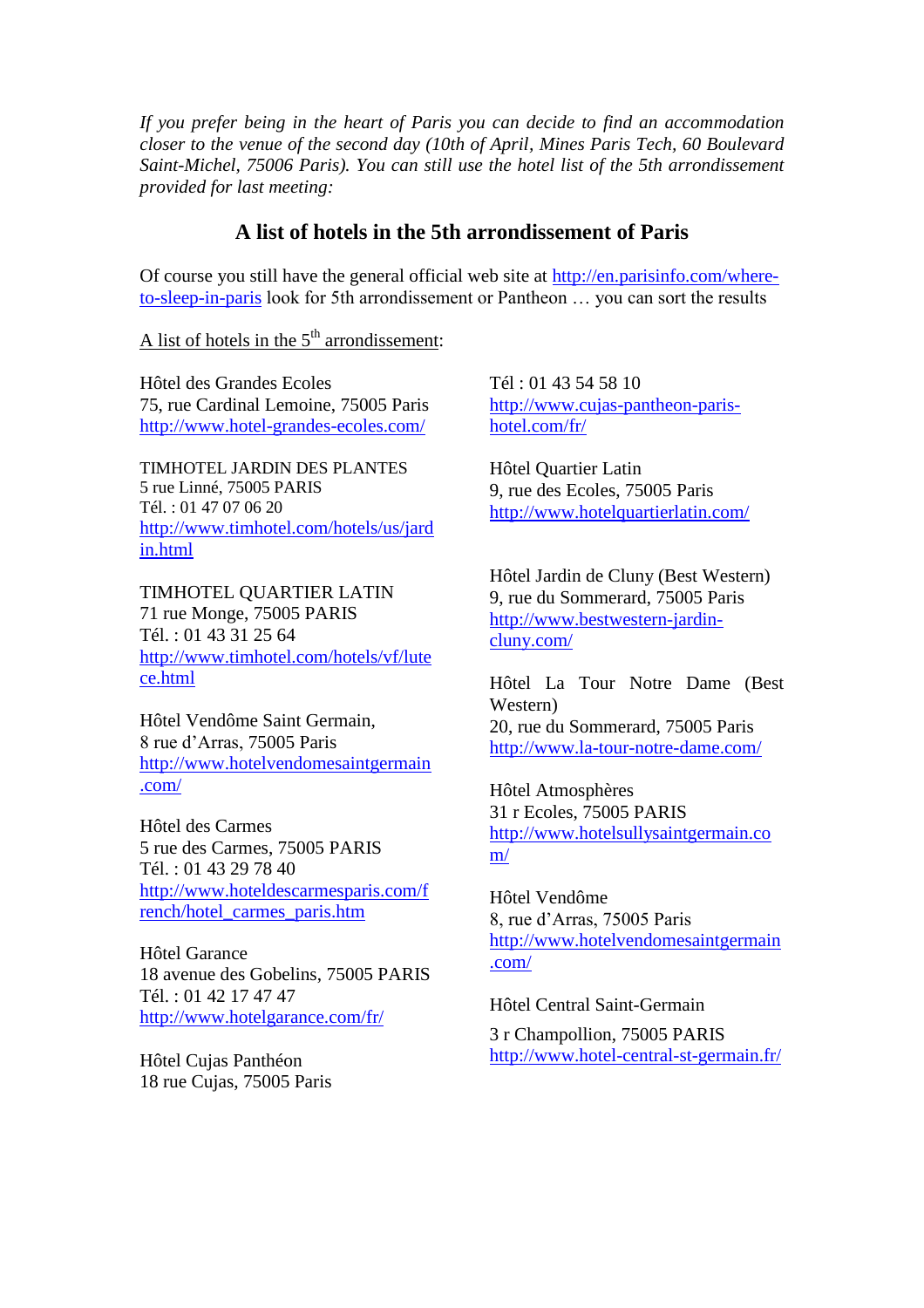*If you prefer being in the heart of Paris you can decide to find an accommodation closer to the venue of the second day (10th of April, Mines Paris Tech, 60 Boulevard Saint-Michel, 75006 Paris). You can still use the hotel list of the 5th arrondissement provided for last meeting:*

## A list of hotels in the 5th arrondissement of Paris

Of course you still have the general official web site at http://en.parisinfo.com/where-to-sleep-in-paris look for 5th arrondissement or Pantheon … you can sort the results

A list of hotels in the 5th arrondissement:

Hôtel des Grandes Ecoles
75, rue Cardinal Lemoine, 75005 Paris
http://www.hotel-grandes-ecoles.com/

TIMHOTEL JARDIN DES PLANTES
5 rue Linné, 75005 PARIS
Tél. : 01 47 07 06 20
http://www.timhotel.com/hotels/us/jardin.html

TIMHOTEL QUARTIER LATIN
71 rue Monge, 75005 PARIS
Tél. : 01 43 31 25 64
http://www.timhotel.com/hotels/vf/lutece.html

Hôtel Vendôme Saint Germain,
8 rue d'Arras, 75005 Paris
http://www.hotelvendomesaintgermain.com/

Hôtel des Carmes
5 rue des Carmes, 75005 PARIS
Tél. : 01 43 29 78 40
http://www.hoteldescarmesparis.com/french/hotel_carmes_paris.htm

Hôtel Garance
18 avenue des Gobelins, 75005 PARIS
Tél. : 01 42 17 47 47
http://www.hotelgarance.com/fr/

Hôtel Cujas Panthéon
18 rue Cujas, 75005 Paris
Tél : 01 43 54 58 10
http://www.cujas-pantheon-paris-hotel.com/fr/

Hôtel Quartier Latin
9, rue des Ecoles, 75005 Paris
http://www.hotelquartierlatin.com/

Hôtel Jardin de Cluny (Best Western)
9, rue du Sommerard, 75005 Paris
http://www.bestwestern-jardin-cluny.com/

Hôtel La Tour Notre Dame (Best Western)
20, rue du Sommerard, 75005 Paris
http://www.la-tour-notre-dame.com/

Hôtel Atmosphères
31 r Ecoles, 75005 PARIS
http://www.hotelsullysaintgermain.com/

Hôtel Vendôme
8, rue d'Arras, 75005 Paris
http://www.hotelvendomesaintgermain.com/

Hôtel Central Saint-Germain

3 r Champollion, 75005 PARIS
http://www.hotel-central-st-germain.fr/